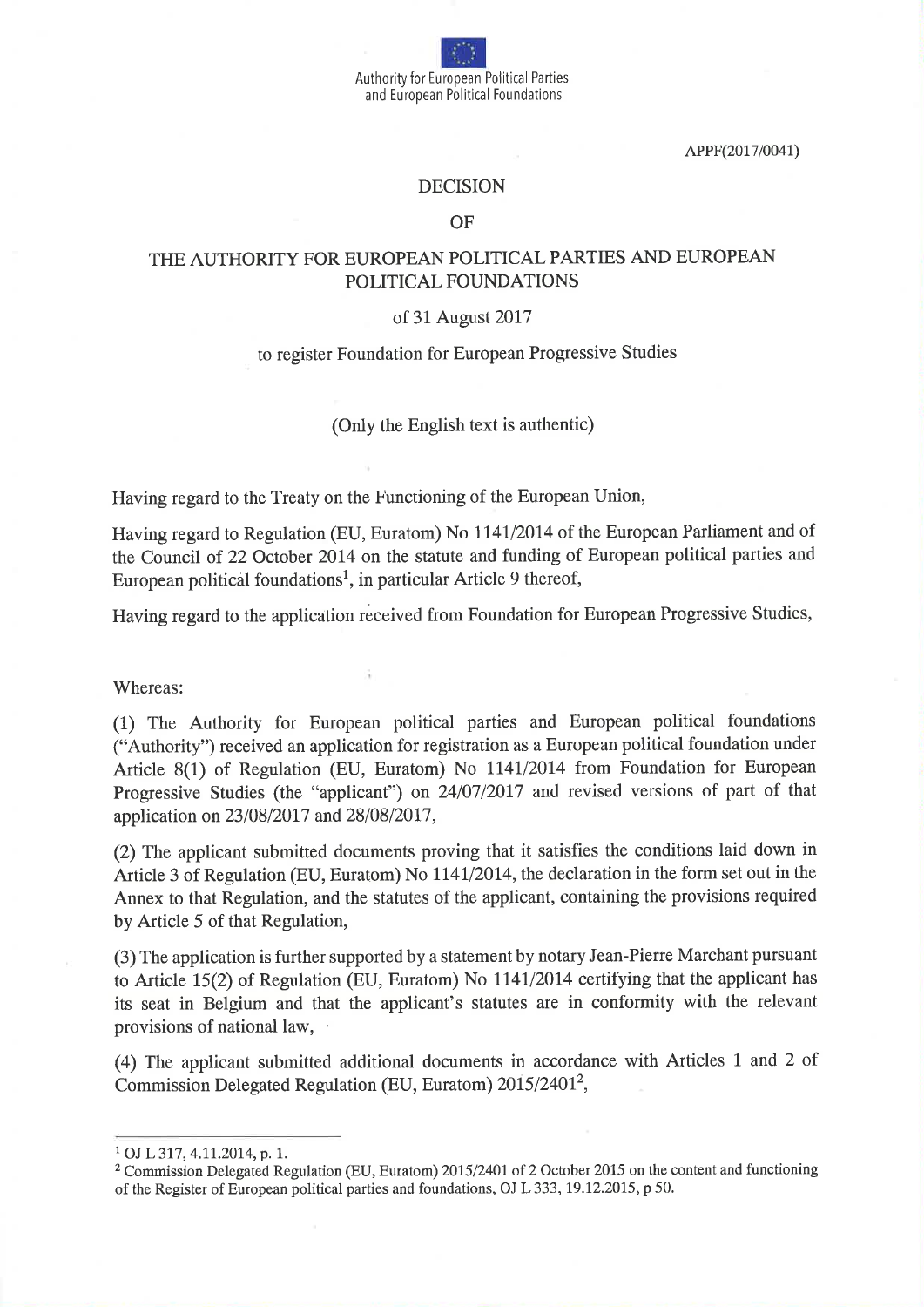Authority for European Political Parties
and European Political Foundations

APPF(2017/0041)

# DECISION

# OF

# THE AUTHORITY FOR EUROPEAN POLITICAL PARTIES AND EUROPEAN POLITICAL FOUNDATIONS

of 31 August 2017

to register Foundation for European Progressive Studies

(Only the English text is authentic)

Having regard to the Treaty on the Functioning of the European Union,

Having regard to Regulation (EU, Euratom) No 1141/2014 of the European Parliament and of the Council of 22 October 2014 on the statute and funding of European political parties and European political foundations[1], in particular Article 9 thereof,

Having regard to the application received from Foundation for European Progressive Studies,

Whereas:

(1) The Authority for European political parties and European political foundations ("Authority") received an application for registration as a European political foundation under Article 8(1) of Regulation (EU, Euratom) No 1141/2014 from Foundation for European Progressive Studies (the "applicant") on 24/07/2017 and revised versions of part of that application on 23/08/2017 and 28/08/2017,

(2) The applicant submitted documents proving that it satisfies the conditions laid down in Article 3 of Regulation (EU, Euratom) No 1141/2014, the declaration in the form set out in the Annex to that Regulation, and the statutes of the applicant, containing the provisions required by Article 5 of that Regulation,

(3) The application is further supported by a statement by notary Jean-Pierre Marchant pursuant to Article 15(2) of Regulation (EU, Euratom) No 1141/2014 certifying that the applicant has its seat in Belgium and that the applicant's statutes are in conformity with the relevant provisions of national law,

(4) The applicant submitted additional documents in accordance with Articles 1 and 2 of Commission Delegated Regulation (EU, Euratom) 2015/2401[2],

---

[1] OJ L 317, 4.11.2014, p. 1.

[2] Commission Delegated Regulation (EU, Euratom) 2015/2401 of 2 October 2015 on the content and functioning of the Register of European political parties and foundations, OJ L 333, 19.12.2015, p 50.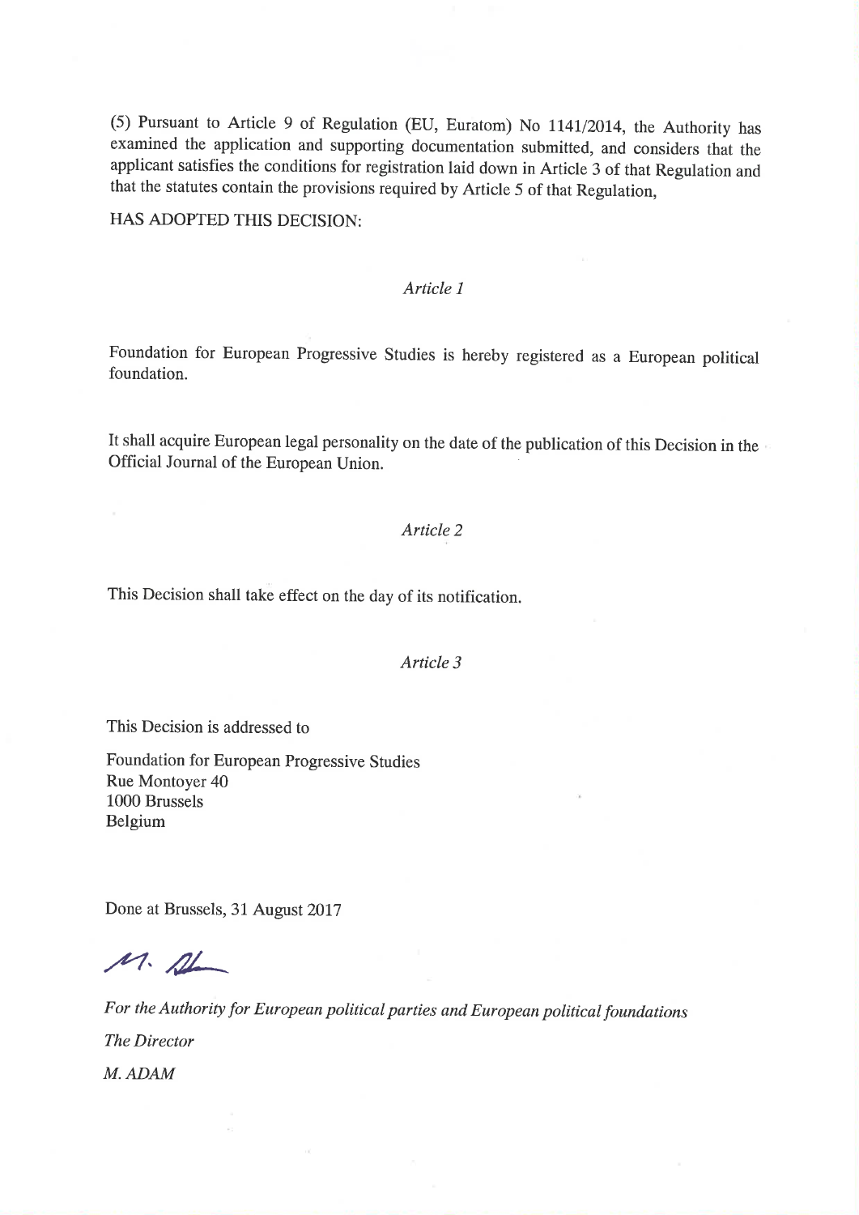(5) Pursuant to Article 9 of Regulation (EU, Euratom) No 1141/2014, the Authority has examined the application and supporting documentation submitted, and considers that the applicant satisfies the conditions for registration laid down in Article 3 of that Regulation and that the statutes contain the provisions required by Article 5 of that Regulation,

HAS ADOPTED THIS DECISION:

*Article 1*

Foundation for European Progressive Studies is hereby registered as a European political foundation.

It shall acquire European legal personality on the date of the publication of this Decision in the Official Journal of the European Union.

*Article 2*

This Decision shall take effect on the day of its notification.

*Article 3*

This Decision is addressed to

Foundation for European Progressive Studies
Rue Montoyer 40
1000 Brussels
Belgium

Done at Brussels, 31 August 2017

*For the Authority for European political parties and European political foundations*

*The Director*

*M. ADAM*